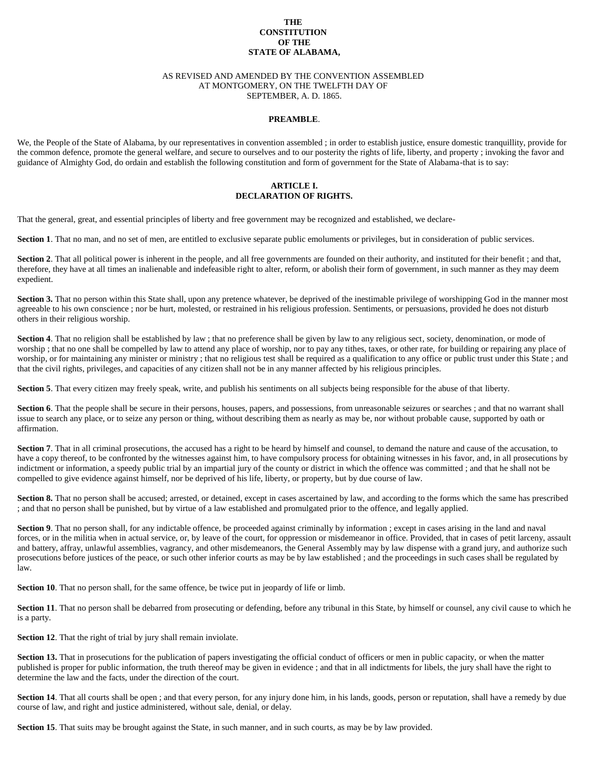# THE CONSTITUTION OF THE STATE OF ALABAMA,

AS REVISED AND AMENDED BY THE CONVENTION ASSEMBLED AT MONTGOMERY, ON THE TWELFTH DAY OF SEPTEMBER, A. D. 1865.

## PREAMBLE.

We, the People of the State of Alabama, by our representatives in convention assembled ; in order to establish justice, ensure domestic tranquillity, provide for the common defence, promote the general welfare, and secure to ourselves and to our posterity the rights of life, liberty, and property ; invoking the favor and guidance of Almighty God, do ordain and establish the following constitution and form of government for the State of Alabama-that is to say:

## ARTICLE I. DECLARATION OF RIGHTS.

That the general, great, and essential principles of liberty and free government may be recognized and established, we declare-

**Section 1**. That no man, and no set of men, are entitled to exclusive separate public emoluments or privileges, but in consideration of public services.

**Section 2**. That all political power is inherent in the people, and all free governments are founded on their authority, and instituted for their benefit ; and that, therefore, they have at all times an inalienable and indefeasible right to alter, reform, or abolish their form of government, in such manner as they may deem expedient.

**Section 3.** That no person within this State shall, upon any pretence whatever, be deprived of the inestimable privilege of worshipping God in the manner most agreeable to his own conscience ; nor be hurt, molested, or restrained in his religious profession. Sentiments, or persuasions, provided he does not disturb others in their religious worship.

**Section 4**. That no religion shall be established by law ; that no preference shall be given by law to any religious sect, society, denomination, or mode of worship ; that no one shall be compelled by law to attend any place of worship, nor to pay any tithes, taxes, or other rate, for building or repairing any place of worship, or for maintaining any minister or ministry ; that no religious test shall be required as a qualification to any office or public trust under this State ; and that the civil rights, privileges, and capacities of any citizen shall not be in any manner affected by his religious principles.

**Section 5**. That every citizen may freely speak, write, and publish his sentiments on all subjects being responsible for the abuse of that liberty.

**Section 6**. That the people shall be secure in their persons, houses, papers, and possessions, from unreasonable seizures or searches ; and that no warrant shall issue to search any place, or to seize any person or thing, without describing them as nearly as may be, nor without probable cause, supported by oath or affirmation.

**Section 7**. That in all criminal prosecutions, the accused has a right to be heard by himself and counsel, to demand the nature and cause of the accusation, to have a copy thereof, to be confronted by the witnesses against him, to have compulsory process for obtaining witnesses in his favor, and, in all prosecutions by indictment or information, a speedy public trial by an impartial jury of the county or district in which the offence was committed ; and that he shall not be compelled to give evidence against himself, nor be deprived of his life, liberty, or property, but by due course of law.

**Section 8.** That no person shall be accused; arrested, or detained, except in cases ascertained by law, and according to the forms which the same has prescribed ; and that no person shall be punished, but by virtue of a law established and promulgated prior to the offence, and legally applied.

**Section 9**. That no person shall, for any indictable offence, be proceeded against criminally by information ; except in cases arising in the land and naval forces, or in the militia when in actual service, or, by leave of the court, for oppression or misdemeanor in office. Provided, that in cases of petit larceny, assault and battery, affray, unlawful assemblies, vagrancy, and other misdemeanors, the General Assembly may by law dispense with a grand jury, and authorize such prosecutions before justices of the peace, or such other inferior courts as may be by law established ; and the proceedings in such cases shall be regulated by law.

**Section 10**. That no person shall, for the same offence, be twice put in jeopardy of life or limb.

**Section 11**. That no person shall be debarred from prosecuting or defending, before any tribunal in this State, by himself or counsel, any civil cause to which he is a party.

**Section 12**. That the right of trial by jury shall remain inviolate.

**Section 13.** That in prosecutions for the publication of papers investigating the official conduct of officers or men in public capacity, or when the matter published is proper for public information, the truth thereof may be given in evidence ; and that in all indictments for libels, the jury shall have the right to determine the law and the facts, under the direction of the court.

**Section 14**. That all courts shall be open ; and that every person, for any injury done him, in his lands, goods, person or reputation, shall have a remedy by due course of law, and right and justice administered, without sale, denial, or delay.

**Section 15**. That suits may be brought against the State, in such manner, and in such courts, as may be by law provided.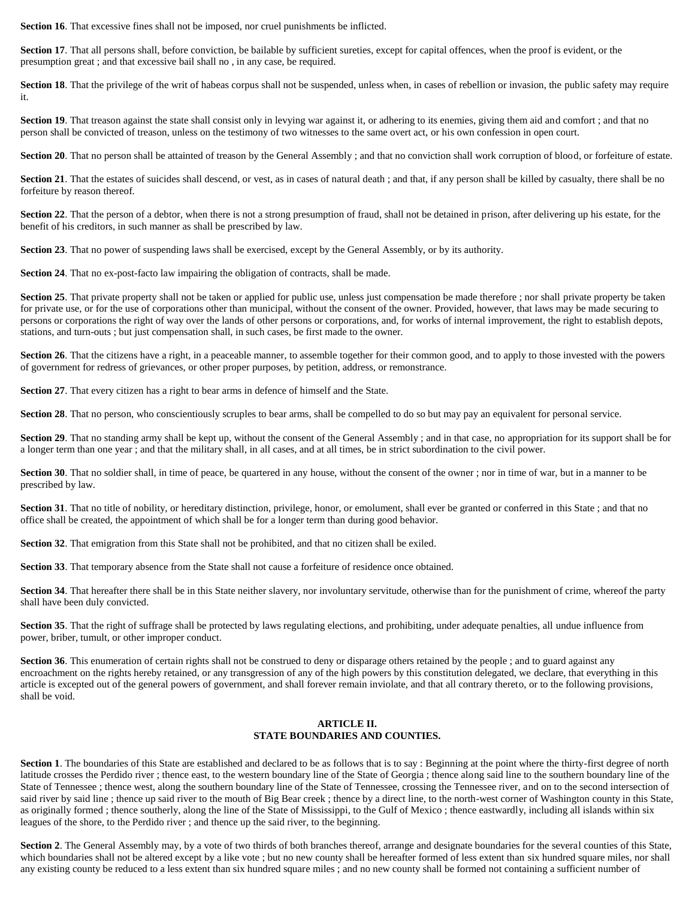**Section 16**. That excessive fines shall not be imposed, nor cruel punishments be inflicted.

**Section 17**. That all persons shall, before conviction, be bailable by sufficient sureties, except for capital offences, when the proof is evident, or the presumption great ; and that excessive bail shall no , in any case, be required.

**Section 18**. That the privilege of the writ of habeas corpus shall not be suspended, unless when, in cases of rebellion or invasion, the public safety may require it.

**Section 19**. That treason against the state shall consist only in levying war against it, or adhering to its enemies, giving them aid and comfort ; and that no person shall be convicted of treason, unless on the testimony of two witnesses to the same overt act, or his own confession in open court.

**Section 20**. That no person shall be attainted of treason by the General Assembly ; and that no conviction shall work corruption of blood, or forfeiture of estate.

**Section 21**. That the estates of suicides shall descend, or vest, as in cases of natural death ; and that, if any person shall be killed by casualty, there shall be no forfeiture by reason thereof.

**Section 22**. That the person of a debtor, when there is not a strong presumption of fraud, shall not be detained in prison, after delivering up his estate, for the benefit of his creditors, in such manner as shall be prescribed by law.

**Section 23**. That no power of suspending laws shall be exercised, except by the General Assembly, or by its authority.

**Section 24**. That no ex-post-facto law impairing the obligation of contracts, shall be made.

**Section 25**. That private property shall not be taken or applied for public use, unless just compensation be made therefore ; nor shall private property be taken for private use, or for the use of corporations other than municipal, without the consent of the owner. Provided, however, that laws may be made securing to persons or corporations the right of way over the lands of other persons or corporations, and, for works of internal improvement, the right to establish depots, stations, and turn-outs ; but just compensation shall, in such cases, be first made to the owner.

**Section 26**. That the citizens have a right, in a peaceable manner, to assemble together for their common good, and to apply to those invested with the powers of government for redress of grievances, or other proper purposes, by petition, address, or remonstrance.

**Section 27**. That every citizen has a right to bear arms in defence of himself and the State.

**Section 28**. That no person, who conscientiously scruples to bear arms, shall be compelled to do so but may pay an equivalent for personal service.

**Section 29**. That no standing army shall be kept up, without the consent of the General Assembly ; and in that case, no appropriation for its support shall be for a longer term than one year ; and that the military shall, in all cases, and at all times, be in strict subordination to the civil power.

**Section 30**. That no soldier shall, in time of peace, be quartered in any house, without the consent of the owner ; nor in time of war, but in a manner to be prescribed by law.

**Section 31**. That no title of nobility, or hereditary distinction, privilege, honor, or emolument, shall ever be granted or conferred in this State ; and that no office shall be created, the appointment of which shall be for a longer term than during good behavior.

**Section 32**. That emigration from this State shall not be prohibited, and that no citizen shall be exiled.

**Section 33**. That temporary absence from the State shall not cause a forfeiture of residence once obtained.

**Section 34**. That hereafter there shall be in this State neither slavery, nor involuntary servitude, otherwise than for the punishment of crime, whereof the party shall have been duly convicted.

**Section 35**. That the right of suffrage shall be protected by laws regulating elections, and prohibiting, under adequate penalties, all undue influence from power, briber, tumult, or other improper conduct.

**Section 36**. This enumeration of certain rights shall not be construed to deny or disparage others retained by the people ; and to guard against any encroachment on the rights hereby retained, or any transgression of any of the high powers by this constitution delegated, we declare, that everything in this article is excepted out of the general powers of government, and shall forever remain inviolate, and that all contrary thereto, or to the following provisions, shall be void.

## ARTICLE II.
## STATE BOUNDARIES AND COUNTIES.

**Section 1**. The boundaries of this State are established and declared to be as follows that is to say : Beginning at the point where the thirty-first degree of north latitude crosses the Perdido river ; thence east, to the western boundary line of the State of Georgia ; thence along said line to the southern boundary line of the State of Tennessee ; thence west, along the southern boundary line of the State of Tennessee, crossing the Tennessee river, and on to the second intersection of said river by said line ; thence up said river to the mouth of Big Bear creek ; thence by a direct line, to the north-west corner of Washington county in this State, as originally formed ; thence southerly, along the line of the State of Mississippi, to the Gulf of Mexico ; thence eastwardly, including all islands within six leagues of the shore, to the Perdido river ; and thence up the said river, to the beginning.

**Section 2**. The General Assembly may, by a vote of two thirds of both branches thereof, arrange and designate boundaries for the several counties of this State, which boundaries shall not be altered except by a like vote ; but no new county shall be hereafter formed of less extent than six hundred square miles, nor shall any existing county be reduced to a less extent than six hundred square miles ; and no new county shall be formed not containing a sufficient number of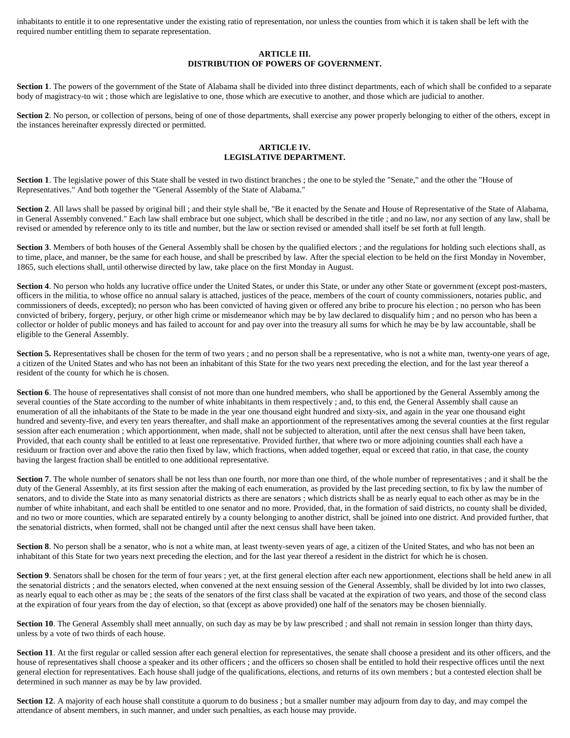inhabitants to entitle it to one representative under the existing ratio of representation, nor unless the counties from which it is taken shall be left with the required number entitling them to separate representation.

## ARTICLE III.
## DISTRIBUTION OF POWERS OF GOVERNMENT.

**Section 1**. The powers of the government of the State of Alabama shall be divided into three distinct departments, each of which shall be confided to a separate body of magistracy-to wit ; those which are legislative to one, those which are executive to another, and those which are judicial to another.

**Section 2**. No person, or collection of persons, being of one of those departments, shall exercise any power properly belonging to either of the others, except in the instances hereinafter expressly directed or permitted.

## ARTICLE IV.
## LEGISLATIVE DEPARTMENT.

**Section 1**. The legislative power of this State shall be vested in two distinct branches ; the one to be styled the "Senate," and the other the "House of Representatives." And both together the "General Assembly of the State of Alabama."

**Section 2**. All laws shall be passed by original bill ; and their style shall be, "Be it enacted by the Senate and House of Representative of the State of Alabama, in General Assembly convened." Each law shall embrace but one subject, which shall be described in the title ; and no law, nor any section of any law, shall be revised or amended by reference only to its title and number, but the law or section revised or amended shall itself be set forth at full length.

**Section 3**. Members of both houses of the General Assembly shall be chosen by the qualified electors ; and the regulations for holding such elections shall, as to time, place, and manner, be the same for each house, and shall be prescribed by law. After the special election to be held on the first Monday in November, 1865, such elections shall, until otherwise directed by law, take place on the first Monday in August.

**Section 4**. No person who holds any lucrative office under the United States, or under this State, or under any other State or government (except post-masters, officers in the militia, to whose office no annual salary is attached, justices of the peace, members of the court of county commissioners, notaries public, and commissioners of deeds, excepted); no person who has been convicted of having given or offered any bribe to procure his election ; no person who has been convicted of bribery, forgery, perjury, or other high crime or misdemeanor which may be by law declared to disqualify him ; and no person who has been a collector or holder of public moneys and has failed to account for and pay over into the treasury all sums for which he may be by law accountable, shall be eligible to the General Assembly.

**Section 5.** Representatives shall be chosen for the term of two years ; and no person shall be a representative, who is not a white man, twenty-one years of age, a citizen of the United States and who has not been an inhabitant of this State for the two years next preceding the election, and for the last year thereof a resident of the county for which he is chosen.

**Section 6**. The house of representatives shall consist of not more than one hundred members, who shall be apportioned by the General Assembly among the several counties of the State according to the number of white inhabitants in them respectively ; and, to this end, the General Assembly shall cause an enumeration of all the inhabitants of the State to be made in the year one thousand eight hundred and sixty-six, and again in the year one thousand eight hundred and seventy-five, and every ten years thereafter, and shall make an apportionment of the representatives among the several counties at the first regular session after each enumeration ; which apportionment, when made, shall not be subjected to alteration, until after the next census shall have been taken, Provided, that each county shall be entitled to at least one representative. Provided further, that where two or more adjoining counties shall each have a residuum or fraction over and above the ratio then fixed by law, which fractions, when added together, equal or exceed that ratio, in that case, the county having the largest fraction shall be entitled to one additional representative.

**Section 7**. The whole number of senators shall be not less than one fourth, nor more than one third, of the whole number of representatives ; and it shall be the duty of the General Assembly, at its first session after the making of each enumeration, as provided by the last preceding section, to fix by law the number of senators, and to divide the State into as many senatorial districts as there are senators ; which districts shall be as nearly equal to each other as may be in the number of white inhabitant, and each shall be entitled to one senator and no more. Provided, that, in the formation of said districts, no county shall be divided, and no two or more counties, which are separated entirely by a county belonging to another district, shall be joined into one district. And provided further, that the senatorial districts, when formed, shall not be changed until after the next census shall have been taken.

**Section 8**. No person shall be a senator, who is not a white man, at least twenty-seven years of age, a citizen of the United States, and who has not been an inhabitant of this State for two years next preceding the election, and for the last year thereof a resident in the district for which he is chosen.

**Section 9**. Senators shall be chosen for the term of four years ; yet, at the first general election after each new apportionment, elections shall be held anew in all the senatorial districts ; and the senators elected, when convened at the next ensuing session of the General Assembly, shall be divided by lot into two classes, as nearly equal to each other as may be ; the seats of the senators of the first class shall be vacated at the expiration of two years, and those of the second class at the expiration of four years from the day of election, so that (except as above provided) one half of the senators may be chosen biennially.

**Section 10**. The General Assembly shall meet annually, on such day as may be by law prescribed ; and shall not remain in session longer than thirty days, unless by a vote of two thirds of each house.

**Section 11**. At the first regular or called session after each general election for representatives, the senate shall choose a president and its other officers, and the house of representatives shall choose a speaker and its other officers ; and the officers so chosen shall be entitled to hold their respective offices until the next general election for representatives. Each house shall judge of the qualifications, elections, and returns of its own members ; but a contested election shall be determined in such manner as may be by law provided.

**Section 12**. A majority of each house shall constitute a quorum to do business ; but a smaller number may adjourn from day to day, and may compel the attendance of absent members, in such manner, and under such penalties, as each house may provide.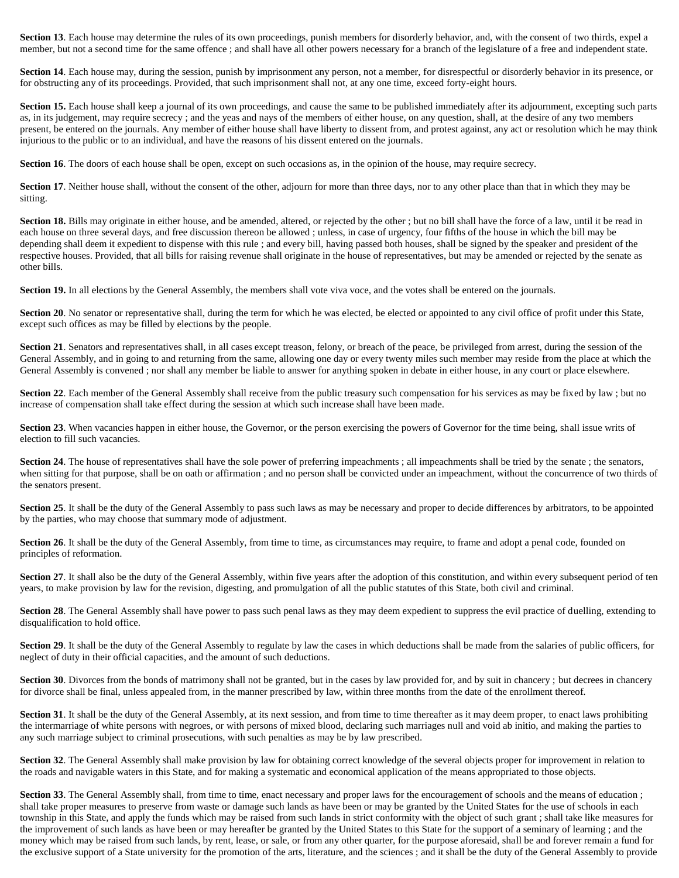**Section 13**. Each house may determine the rules of its own proceedings, punish members for disorderly behavior, and, with the consent of two thirds, expel a member, but not a second time for the same offence ; and shall have all other powers necessary for a branch of the legislature of a free and independent state.

**Section 14**. Each house may, during the session, punish by imprisonment any person, not a member, for disrespectful or disorderly behavior in its presence, or for obstructing any of its proceedings. Provided, that such imprisonment shall not, at any one time, exceed forty-eight hours.

**Section 15.** Each house shall keep a journal of its own proceedings, and cause the same to be published immediately after its adjournment, excepting such parts as, in its judgement, may require secrecy ; and the yeas and nays of the members of either house, on any question, shall, at the desire of any two members present, be entered on the journals. Any member of either house shall have liberty to dissent from, and protest against, any act or resolution which he may think injurious to the public or to an individual, and have the reasons of his dissent entered on the journals.

**Section 16**. The doors of each house shall be open, except on such occasions as, in the opinion of the house, may require secrecy.

**Section 17**. Neither house shall, without the consent of the other, adjourn for more than three days, nor to any other place than that in which they may be sitting.

**Section 18.** Bills may originate in either house, and be amended, altered, or rejected by the other ; but no bill shall have the force of a law, until it be read in each house on three several days, and free discussion thereon be allowed ; unless, in case of urgency, four fifths of the house in which the bill may be depending shall deem it expedient to dispense with this rule ; and every bill, having passed both houses, shall be signed by the speaker and president of the respective houses. Provided, that all bills for raising revenue shall originate in the house of representatives, but may be amended or rejected by the senate as other bills.

**Section 19.** In all elections by the General Assembly, the members shall vote viva voce, and the votes shall be entered on the journals.

**Section 20**. No senator or representative shall, during the term for which he was elected, be elected or appointed to any civil office of profit under this State, except such offices as may be filled by elections by the people.

**Section 21**. Senators and representatives shall, in all cases except treason, felony, or breach of the peace, be privileged from arrest, during the session of the General Assembly, and in going to and returning from the same, allowing one day or every twenty miles such member may reside from the place at which the General Assembly is convened ; nor shall any member be liable to answer for anything spoken in debate in either house, in any court or place elsewhere.

**Section 22**. Each member of the General Assembly shall receive from the public treasury such compensation for his services as may be fixed by law ; but no increase of compensation shall take effect during the session at which such increase shall have been made.

**Section 23**. When vacancies happen in either house, the Governor, or the person exercising the powers of Governor for the time being, shall issue writs of election to fill such vacancies.

**Section 24**. The house of representatives shall have the sole power of preferring impeachments ; all impeachments shall be tried by the senate ; the senators, when sitting for that purpose, shall be on oath or affirmation ; and no person shall be convicted under an impeachment, without the concurrence of two thirds of the senators present.

**Section 25**. It shall be the duty of the General Assembly to pass such laws as may be necessary and proper to decide differences by arbitrators, to be appointed by the parties, who may choose that summary mode of adjustment.

**Section 26**. It shall be the duty of the General Assembly, from time to time, as circumstances may require, to frame and adopt a penal code, founded on principles of reformation.

**Section 27**. It shall also be the duty of the General Assembly, within five years after the adoption of this constitution, and within every subsequent period of ten years, to make provision by law for the revision, digesting, and promulgation of all the public statutes of this State, both civil and criminal.

**Section 28**. The General Assembly shall have power to pass such penal laws as they may deem expedient to suppress the evil practice of duelling, extending to disqualification to hold office.

**Section 29**. It shall be the duty of the General Assembly to regulate by law the cases in which deductions shall be made from the salaries of public officers, for neglect of duty in their official capacities, and the amount of such deductions.

**Section 30**. Divorces from the bonds of matrimony shall not be granted, but in the cases by law provided for, and by suit in chancery ; but decrees in chancery for divorce shall be final, unless appealed from, in the manner prescribed by law, within three months from the date of the enrollment thereof.

**Section 31**. It shall be the duty of the General Assembly, at its next session, and from time to time thereafter as it may deem proper, to enact laws prohibiting the intermarriage of white persons with negroes, or with persons of mixed blood, declaring such marriages null and void ab initio, and making the parties to any such marriage subject to criminal prosecutions, with such penalties as may be by law prescribed.

**Section 32**. The General Assembly shall make provision by law for obtaining correct knowledge of the several objects proper for improvement in relation to the roads and navigable waters in this State, and for making a systematic and economical application of the means appropriated to those objects.

**Section 33**. The General Assembly shall, from time to time, enact necessary and proper laws for the encouragement of schools and the means of education ; shall take proper measures to preserve from waste or damage such lands as have been or may be granted by the United States for the use of schools in each township in this State, and apply the funds which may be raised from such lands in strict conformity with the object of such grant ; shall take like measures for the improvement of such lands as have been or may hereafter be granted by the United States to this State for the support of a seminary of learning ; and the money which may be raised from such lands, by rent, lease, or sale, or from any other quarter, for the purpose aforesaid, shall be and forever remain a fund for the exclusive support of a State university for the promotion of the arts, literature, and the sciences ; and it shall be the duty of the General Assembly to provide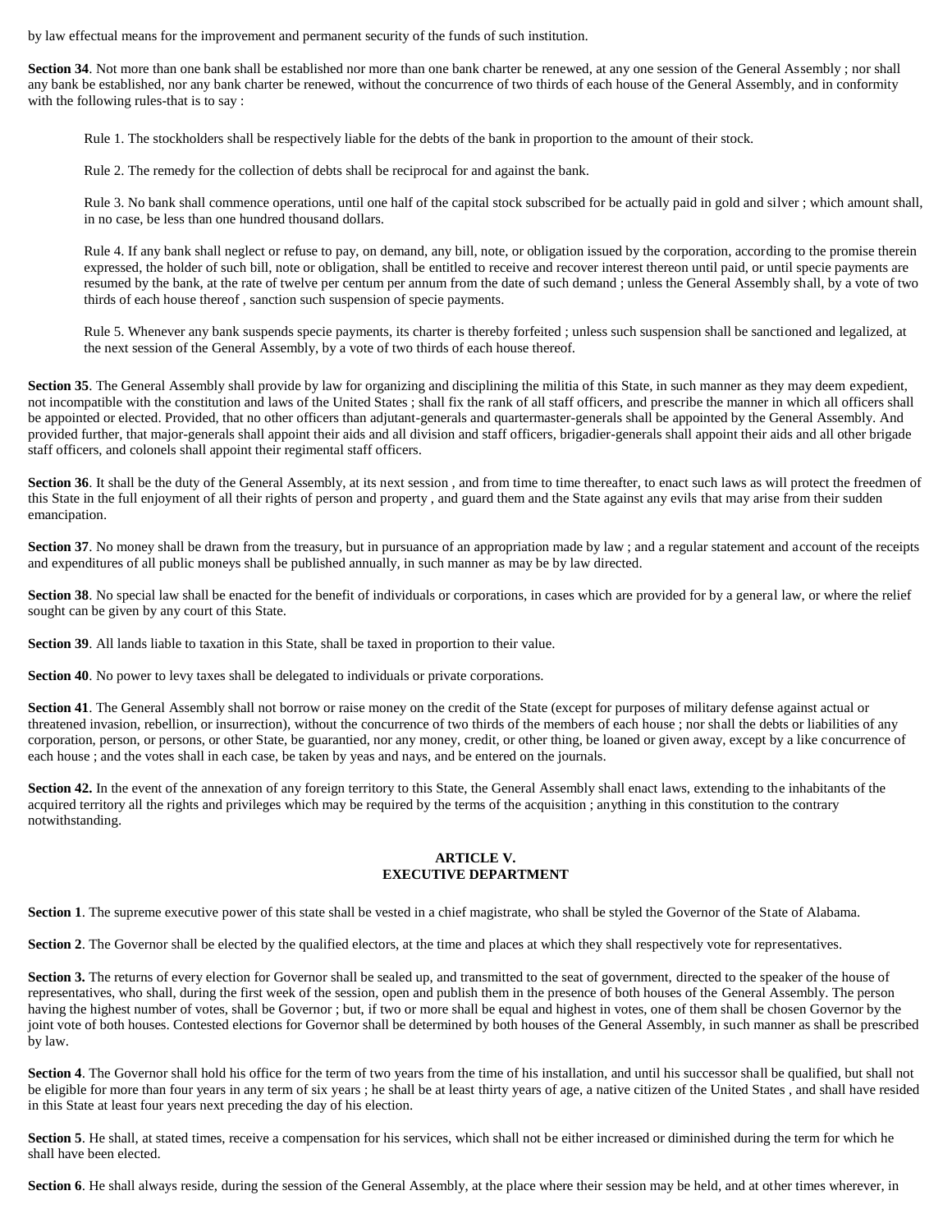by law effectual means for the improvement and permanent security of the funds of such institution.

**Section 34**. Not more than one bank shall be established nor more than one bank charter be renewed, at any one session of the General Assembly ; nor shall any bank be established, nor any bank charter be renewed, without the concurrence of two thirds of each house of the General Assembly, and in conformity with the following rules-that is to say :

> Rule 1. The stockholders shall be respectively liable for the debts of the bank in proportion to the amount of their stock.
>
> Rule 2. The remedy for the collection of debts shall be reciprocal for and against the bank.
>
> Rule 3. No bank shall commence operations, until one half of the capital stock subscribed for be actually paid in gold and silver ; which amount shall, in no case, be less than one hundred thousand dollars.
>
> Rule 4. If any bank shall neglect or refuse to pay, on demand, any bill, note, or obligation issued by the corporation, according to the promise therein expressed, the holder of such bill, note or obligation, shall be entitled to receive and recover interest thereon until paid, or until specie payments are resumed by the bank, at the rate of twelve per centum per annum from the date of such demand ; unless the General Assembly shall, by a vote of two thirds of each house thereof , sanction such suspension of specie payments.
>
> Rule 5. Whenever any bank suspends specie payments, its charter is thereby forfeited ; unless such suspension shall be sanctioned and legalized, at the next session of the General Assembly, by a vote of two thirds of each house thereof.

**Section 35**. The General Assembly shall provide by law for organizing and disciplining the militia of this State, in such manner as they may deem expedient, not incompatible with the constitution and laws of the United States ; shall fix the rank of all staff officers, and prescribe the manner in which all officers shall be appointed or elected. Provided, that no other officers than adjutant-generals and quartermaster-generals shall be appointed by the General Assembly. And provided further, that major-generals shall appoint their aids and all division and staff officers, brigadier-generals shall appoint their aids and all other brigade staff officers, and colonels shall appoint their regimental staff officers.

**Section 36**. It shall be the duty of the General Assembly, at its next session , and from time to time thereafter, to enact such laws as will protect the freedmen of this State in the full enjoyment of all their rights of person and property , and guard them and the State against any evils that may arise from their sudden emancipation.

**Section 37**. No money shall be drawn from the treasury, but in pursuance of an appropriation made by law ; and a regular statement and account of the receipts and expenditures of all public moneys shall be published annually, in such manner as may be by law directed.

**Section 38**. No special law shall be enacted for the benefit of individuals or corporations, in cases which are provided for by a general law, or where the relief sought can be given by any court of this State.

**Section 39**. All lands liable to taxation in this State, shall be taxed in proportion to their value.

**Section 40**. No power to levy taxes shall be delegated to individuals or private corporations.

**Section 41**. The General Assembly shall not borrow or raise money on the credit of the State (except for purposes of military defense against actual or threatened invasion, rebellion, or insurrection), without the concurrence of two thirds of the members of each house ; nor shall the debts or liabilities of any corporation, person, or persons, or other State, be guarantied, nor any money, credit, or other thing, be loaned or given away, except by a like concurrence of each house ; and the votes shall in each case, be taken by yeas and nays, and be entered on the journals.

**Section 42.** In the event of the annexation of any foreign territory to this State, the General Assembly shall enact laws, extending to the inhabitants of the acquired territory all the rights and privileges which may be required by the terms of the acquisition ; anything in this constitution to the contrary notwithstanding.

## ARTICLE V.
## EXECUTIVE DEPARTMENT

**Section 1**. The supreme executive power of this state shall be vested in a chief magistrate, who shall be styled the Governor of the State of Alabama.

**Section 2**. The Governor shall be elected by the qualified electors, at the time and places at which they shall respectively vote for representatives.

**Section 3.** The returns of every election for Governor shall be sealed up, and transmitted to the seat of government, directed to the speaker of the house of representatives, who shall, during the first week of the session, open and publish them in the presence of both houses of the General Assembly. The person having the highest number of votes, shall be Governor ; but, if two or more shall be equal and highest in votes, one of them shall be chosen Governor by the joint vote of both houses. Contested elections for Governor shall be determined by both houses of the General Assembly, in such manner as shall be prescribed by law.

**Section 4**. The Governor shall hold his office for the term of two years from the time of his installation, and until his successor shall be qualified, but shall not be eligible for more than four years in any term of six years ; he shall be at least thirty years of age, a native citizen of the United States , and shall have resided in this State at least four years next preceding the day of his election.

**Section 5**. He shall, at stated times, receive a compensation for his services, which shall not be either increased or diminished during the term for which he shall have been elected.

**Section 6**. He shall always reside, during the session of the General Assembly, at the place where their session may be held, and at other times wherever, in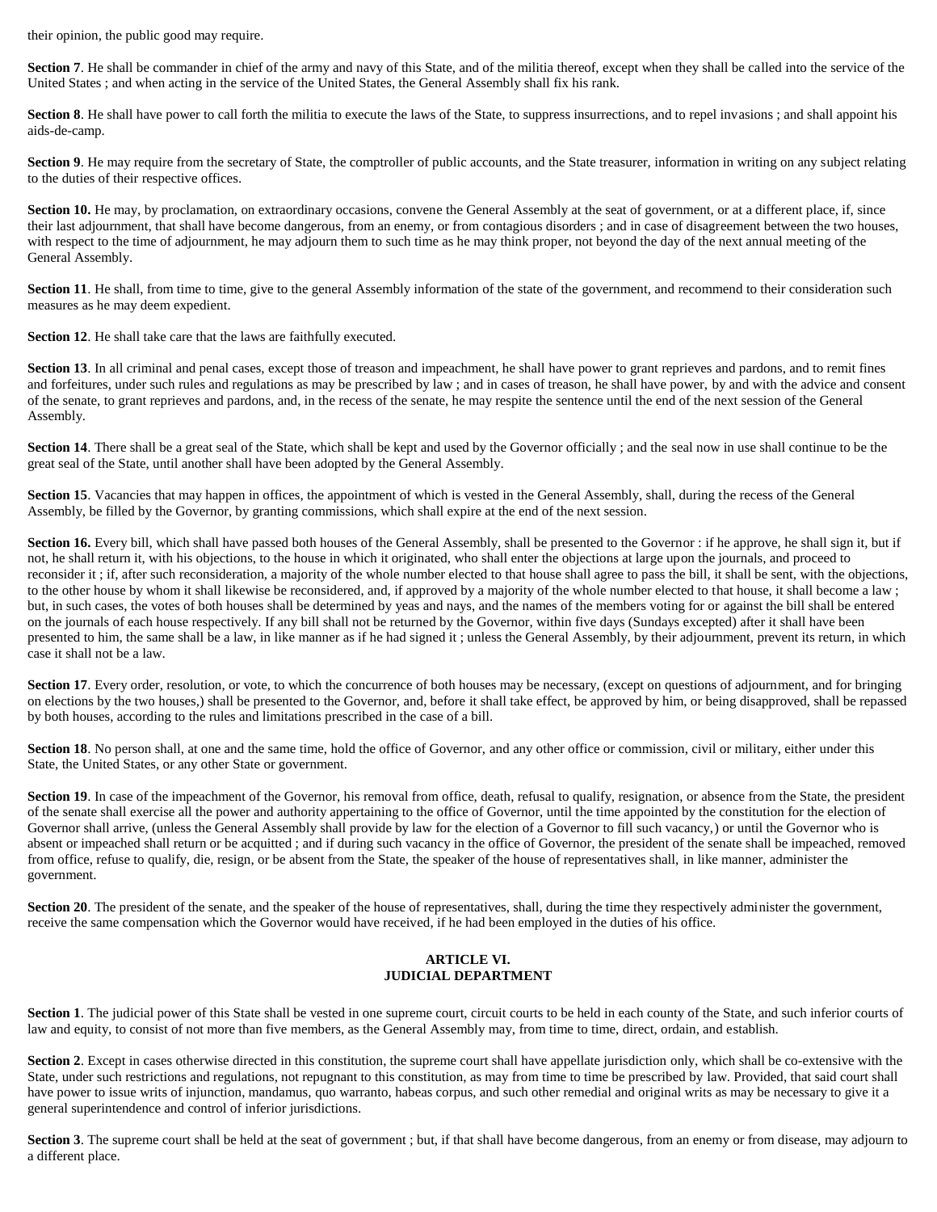their opinion, the public good may require.

**Section 7**. He shall be commander in chief of the army and navy of this State, and of the militia thereof, except when they shall be called into the service of the United States ; and when acting in the service of the United States, the General Assembly shall fix his rank.

**Section 8**. He shall have power to call forth the militia to execute the laws of the State, to suppress insurrections, and to repel invasions ; and shall appoint his aids-de-camp.

**Section 9**. He may require from the secretary of State, the comptroller of public accounts, and the State treasurer, information in writing on any subject relating to the duties of their respective offices.

**Section 10.** He may, by proclamation, on extraordinary occasions, convene the General Assembly at the seat of government, or at a different place, if, since their last adjournment, that shall have become dangerous, from an enemy, or from contagious disorders ; and in case of disagreement between the two houses, with respect to the time of adjournment, he may adjourn them to such time as he may think proper, not beyond the day of the next annual meeting of the General Assembly.

**Section 11**. He shall, from time to time, give to the general Assembly information of the state of the government, and recommend to their consideration such measures as he may deem expedient.

**Section 12**. He shall take care that the laws are faithfully executed.

**Section 13**. In all criminal and penal cases, except those of treason and impeachment, he shall have power to grant reprieves and pardons, and to remit fines and forfeitures, under such rules and regulations as may be prescribed by law ; and in cases of treason, he shall have power, by and with the advice and consent of the senate, to grant reprieves and pardons, and, in the recess of the senate, he may respite the sentence until the end of the next session of the General Assembly.

**Section 14**. There shall be a great seal of the State, which shall be kept and used by the Governor officially ; and the seal now in use shall continue to be the great seal of the State, until another shall have been adopted by the General Assembly.

**Section 15**. Vacancies that may happen in offices, the appointment of which is vested in the General Assembly, shall, during the recess of the General Assembly, be filled by the Governor, by granting commissions, which shall expire at the end of the next session.

**Section 16.** Every bill, which shall have passed both houses of the General Assembly, shall be presented to the Governor : if he approve, he shall sign it, but if not, he shall return it, with his objections, to the house in which it originated, who shall enter the objections at large upon the journals, and proceed to reconsider it ; if, after such reconsideration, a majority of the whole number elected to that house shall agree to pass the bill, it shall be sent, with the objections, to the other house by whom it shall likewise be reconsidered, and, if approved by a majority of the whole number elected to that house, it shall become a law ; but, in such cases, the votes of both houses shall be determined by yeas and nays, and the names of the members voting for or against the bill shall be entered on the journals of each house respectively. If any bill shall not be returned by the Governor, within five days (Sundays excepted) after it shall have been presented to him, the same shall be a law, in like manner as if he had signed it ; unless the General Assembly, by their adjournment, prevent its return, in which case it shall not be a law.

**Section 17**. Every order, resolution, or vote, to which the concurrence of both houses may be necessary, (except on questions of adjournment, and for bringing on elections by the two houses,) shall be presented to the Governor, and, before it shall take effect, be approved by him, or being disapproved, shall be repassed by both houses, according to the rules and limitations prescribed in the case of a bill.

**Section 18**. No person shall, at one and the same time, hold the office of Governor, and any other office or commission, civil or military, either under this State, the United States, or any other State or government.

**Section 19**. In case of the impeachment of the Governor, his removal from office, death, refusal to qualify, resignation, or absence from the State, the president of the senate shall exercise all the power and authority appertaining to the office of Governor, until the time appointed by the constitution for the election of Governor shall arrive, (unless the General Assembly shall provide by law for the election of a Governor to fill such vacancy,) or until the Governor who is absent or impeached shall return or be acquitted ; and if during such vacancy in the office of Governor, the president of the senate shall be impeached, removed from office, refuse to qualify, die, resign, or be absent from the State, the speaker of the house of representatives shall, in like manner, administer the government.

**Section 20**. The president of the senate, and the speaker of the house of representatives, shall, during the time they respectively administer the government, receive the same compensation which the Governor would have received, if he had been employed in the duties of his office.

## ARTICLE VI.
## JUDICIAL DEPARTMENT

**Section 1**. The judicial power of this State shall be vested in one supreme court, circuit courts to be held in each county of the State, and such inferior courts of law and equity, to consist of not more than five members, as the General Assembly may, from time to time, direct, ordain, and establish.

**Section 2**. Except in cases otherwise directed in this constitution, the supreme court shall have appellate jurisdiction only, which shall be co-extensive with the State, under such restrictions and regulations, not repugnant to this constitution, as may from time to time be prescribed by law. Provided, that said court shall have power to issue writs of injunction, mandamus, quo warranto, habeas corpus, and such other remedial and original writs as may be necessary to give it a general superintendence and control of inferior jurisdictions.

**Section 3**. The supreme court shall be held at the seat of government ; but, if that shall have become dangerous, from an enemy or from disease, may adjourn to a different place.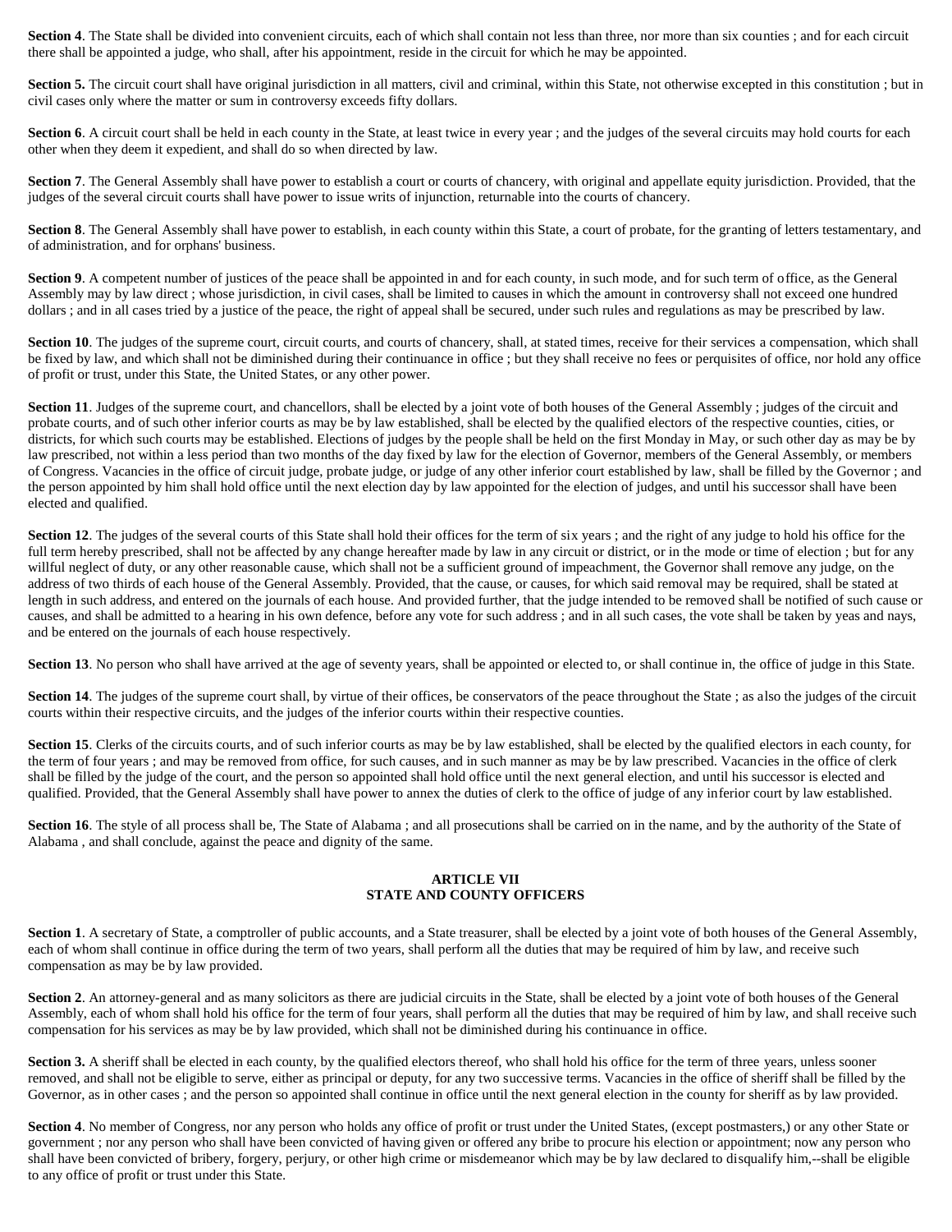**Section 4**. The State shall be divided into convenient circuits, each of which shall contain not less than three, nor more than six counties ; and for each circuit there shall be appointed a judge, who shall, after his appointment, reside in the circuit for which he may be appointed.

**Section 5.** The circuit court shall have original jurisdiction in all matters, civil and criminal, within this State, not otherwise excepted in this constitution ; but in civil cases only where the matter or sum in controversy exceeds fifty dollars.

**Section 6**. A circuit court shall be held in each county in the State, at least twice in every year ; and the judges of the several circuits may hold courts for each other when they deem it expedient, and shall do so when directed by law.

**Section 7**. The General Assembly shall have power to establish a court or courts of chancery, with original and appellate equity jurisdiction. Provided, that the judges of the several circuit courts shall have power to issue writs of injunction, returnable into the courts of chancery.

**Section 8**. The General Assembly shall have power to establish, in each county within this State, a court of probate, for the granting of letters testamentary, and of administration, and for orphans' business.

**Section 9**. A competent number of justices of the peace shall be appointed in and for each county, in such mode, and for such term of office, as the General Assembly may by law direct ; whose jurisdiction, in civil cases, shall be limited to causes in which the amount in controversy shall not exceed one hundred dollars ; and in all cases tried by a justice of the peace, the right of appeal shall be secured, under such rules and regulations as may be prescribed by law.

**Section 10**. The judges of the supreme court, circuit courts, and courts of chancery, shall, at stated times, receive for their services a compensation, which shall be fixed by law, and which shall not be diminished during their continuance in office ; but they shall receive no fees or perquisites of office, nor hold any office of profit or trust, under this State, the United States, or any other power.

**Section 11**. Judges of the supreme court, and chancellors, shall be elected by a joint vote of both houses of the General Assembly ; judges of the circuit and probate courts, and of such other inferior courts as may be by law established, shall be elected by the qualified electors of the respective counties, cities, or districts, for which such courts may be established. Elections of judges by the people shall be held on the first Monday in May, or such other day as may be by law prescribed, not within a less period than two months of the day fixed by law for the election of Governor, members of the General Assembly, or members of Congress. Vacancies in the office of circuit judge, probate judge, or judge of any other inferior court established by law, shall be filled by the Governor ; and the person appointed by him shall hold office until the next election day by law appointed for the election of judges, and until his successor shall have been elected and qualified.

**Section 12**. The judges of the several courts of this State shall hold their offices for the term of six years ; and the right of any judge to hold his office for the full term hereby prescribed, shall not be affected by any change hereafter made by law in any circuit or district, or in the mode or time of election ; but for any willful neglect of duty, or any other reasonable cause, which shall not be a sufficient ground of impeachment, the Governor shall remove any judge, on the address of two thirds of each house of the General Assembly. Provided, that the cause, or causes, for which said removal may be required, shall be stated at length in such address, and entered on the journals of each house. And provided further, that the judge intended to be removed shall be notified of such cause or causes, and shall be admitted to a hearing in his own defence, before any vote for such address ; and in all such cases, the vote shall be taken by yeas and nays, and be entered on the journals of each house respectively.

**Section 13**. No person who shall have arrived at the age of seventy years, shall be appointed or elected to, or shall continue in, the office of judge in this State.

**Section 14**. The judges of the supreme court shall, by virtue of their offices, be conservators of the peace throughout the State ; as also the judges of the circuit courts within their respective circuits, and the judges of the inferior courts within their respective counties.

**Section 15**. Clerks of the circuits courts, and of such inferior courts as may be by law established, shall be elected by the qualified electors in each county, for the term of four years ; and may be removed from office, for such causes, and in such manner as may be by law prescribed. Vacancies in the office of clerk shall be filled by the judge of the court, and the person so appointed shall hold office until the next general election, and until his successor is elected and qualified. Provided, that the General Assembly shall have power to annex the duties of clerk to the office of judge of any inferior court by law established.

**Section 16**. The style of all process shall be, The State of Alabama ; and all prosecutions shall be carried on in the name, and by the authority of the State of Alabama , and shall conclude, against the peace and dignity of the same.

## ARTICLE VII
## STATE AND COUNTY OFFICERS

**Section 1**. A secretary of State, a comptroller of public accounts, and a State treasurer, shall be elected by a joint vote of both houses of the General Assembly, each of whom shall continue in office during the term of two years, shall perform all the duties that may be required of him by law, and receive such compensation as may be by law provided.

**Section 2**. An attorney-general and as many solicitors as there are judicial circuits in the State, shall be elected by a joint vote of both houses of the General Assembly, each of whom shall hold his office for the term of four years, shall perform all the duties that may be required of him by law, and shall receive such compensation for his services as may be by law provided, which shall not be diminished during his continuance in office.

**Section 3.** A sheriff shall be elected in each county, by the qualified electors thereof, who shall hold his office for the term of three years, unless sooner removed, and shall not be eligible to serve, either as principal or deputy, for any two successive terms. Vacancies in the office of sheriff shall be filled by the Governor, as in other cases ; and the person so appointed shall continue in office until the next general election in the county for sheriff as by law provided.

**Section 4**. No member of Congress, nor any person who holds any office of profit or trust under the United States, (except postmasters,) or any other State or government ; nor any person who shall have been convicted of having given or offered any bribe to procure his election or appointment; now any person who shall have been convicted of bribery, forgery, perjury, or other high crime or misdemeanor which may be by law declared to disqualify him,--shall be eligible to any office of profit or trust under this State.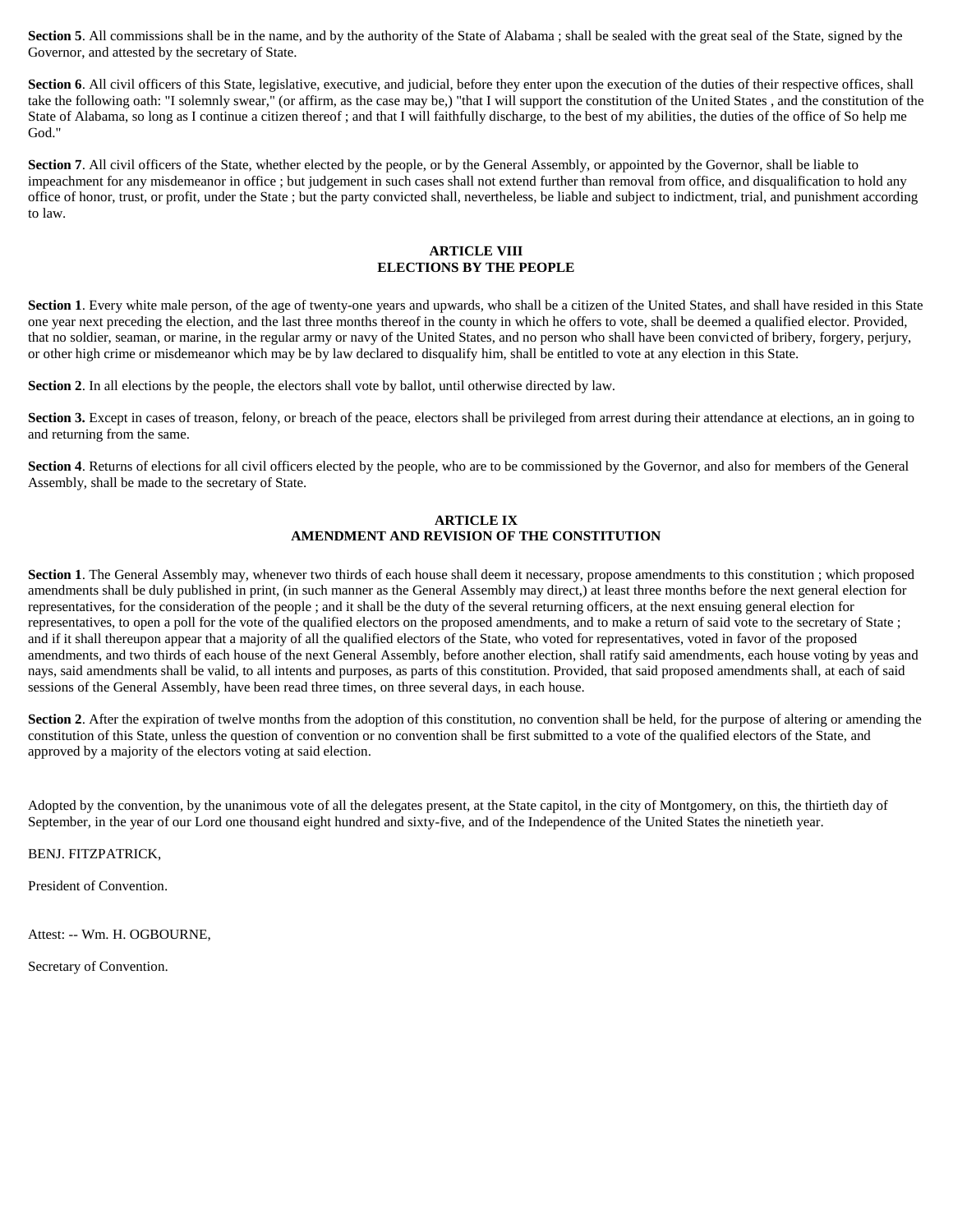**Section 5**. All commissions shall be in the name, and by the authority of the State of Alabama ; shall be sealed with the great seal of the State, signed by the Governor, and attested by the secretary of State.

**Section 6**. All civil officers of this State, legislative, executive, and judicial, before they enter upon the execution of the duties of their respective offices, shall take the following oath: "I solemnly swear," (or affirm, as the case may be,) "that I will support the constitution of the United States , and the constitution of the State of Alabama, so long as I continue a citizen thereof ; and that I will faithfully discharge, to the best of my abilities, the duties of the office of So help me God."

**Section 7**. All civil officers of the State, whether elected by the people, or by the General Assembly, or appointed by the Governor, shall be liable to impeachment for any misdemeanor in office ; but judgement in such cases shall not extend further than removal from office, and disqualification to hold any office of honor, trust, or profit, under the State ; but the party convicted shall, nevertheless, be liable and subject to indictment, trial, and punishment according to law.

## ARTICLE VIII
## ELECTIONS BY THE PEOPLE

**Section 1**. Every white male person, of the age of twenty-one years and upwards, who shall be a citizen of the United States, and shall have resided in this State one year next preceding the election, and the last three months thereof in the county in which he offers to vote, shall be deemed a qualified elector. Provided, that no soldier, seaman, or marine, in the regular army or navy of the United States, and no person who shall have been convicted of bribery, forgery, perjury, or other high crime or misdemeanor which may be by law declared to disqualify him, shall be entitled to vote at any election in this State.

**Section 2**. In all elections by the people, the electors shall vote by ballot, until otherwise directed by law.

**Section 3.** Except in cases of treason, felony, or breach of the peace, electors shall be privileged from arrest during their attendance at elections, an in going to and returning from the same.

**Section 4**. Returns of elections for all civil officers elected by the people, who are to be commissioned by the Governor, and also for members of the General Assembly, shall be made to the secretary of State.

## ARTICLE IX
## AMENDMENT AND REVISION OF THE CONSTITUTION

**Section 1**. The General Assembly may, whenever two thirds of each house shall deem it necessary, propose amendments to this constitution ; which proposed amendments shall be duly published in print, (in such manner as the General Assembly may direct,) at least three months before the next general election for representatives, for the consideration of the people ; and it shall be the duty of the several returning officers, at the next ensuing general election for representatives, to open a poll for the vote of the qualified electors on the proposed amendments, and to make a return of said vote to the secretary of State ; and if it shall thereupon appear that a majority of all the qualified electors of the State, who voted for representatives, voted in favor of the proposed amendments, and two thirds of each house of the next General Assembly, before another election, shall ratify said amendments, each house voting by yeas and nays, said amendments shall be valid, to all intents and purposes, as parts of this constitution. Provided, that said proposed amendments shall, at each of said sessions of the General Assembly, have been read three times, on three several days, in each house.

**Section 2**. After the expiration of twelve months from the adoption of this constitution, no convention shall be held, for the purpose of altering or amending the constitution of this State, unless the question of convention or no convention shall be first submitted to a vote of the qualified electors of the State, and approved by a majority of the electors voting at said election.

Adopted by the convention, by the unanimous vote of all the delegates present, at the State capitol, in the city of Montgomery, on this, the thirtieth day of September, in the year of our Lord one thousand eight hundred and sixty-five, and of the Independence of the United States the ninetieth year.

BENJ. FITZPATRICK,

President of Convention.

Attest: -- Wm. H. OGBOURNE,

Secretary of Convention.